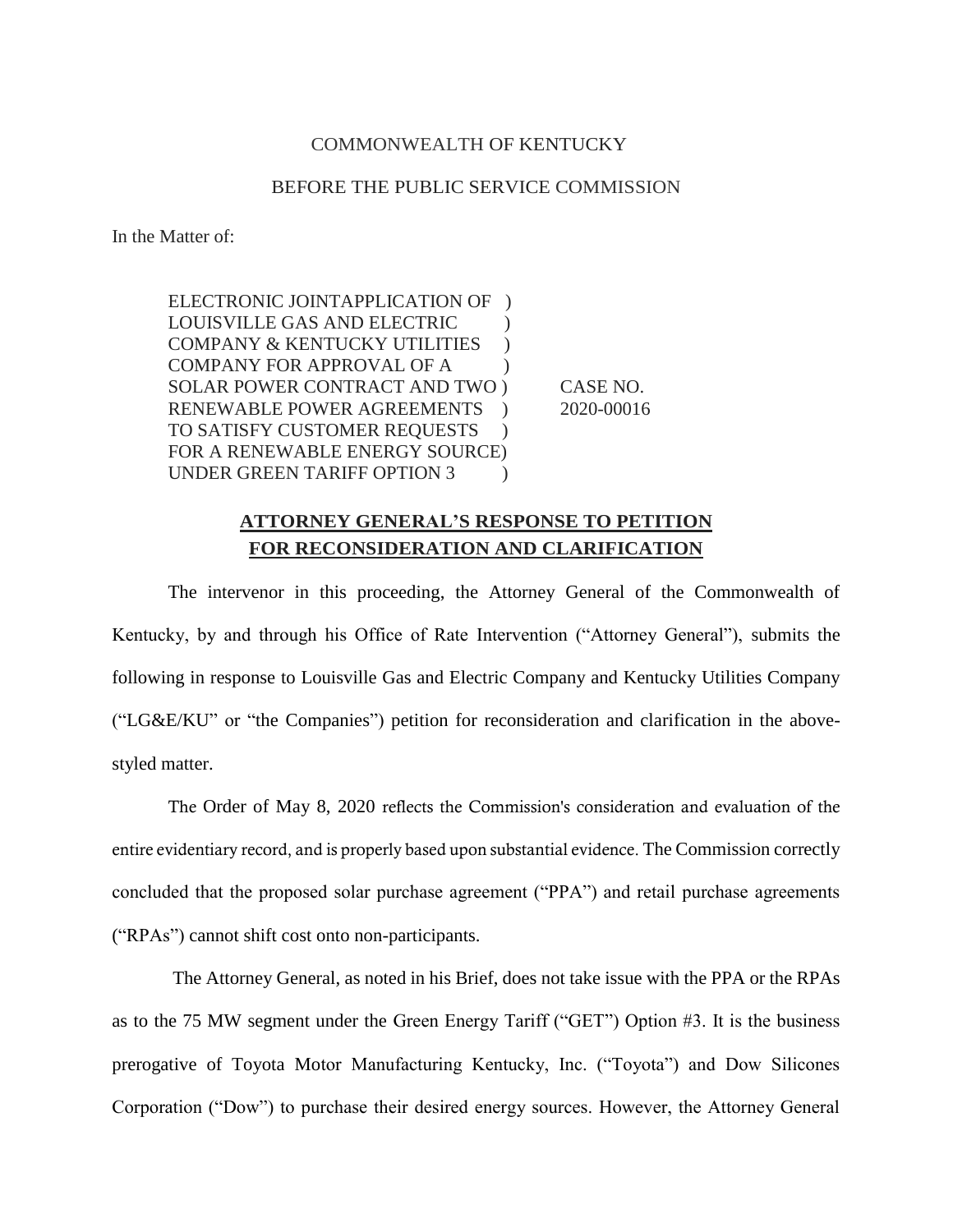COMMONWEALTH OF KENTUCKY

BEFORE THE PUBLIC SERVICE COMMISSION

In the Matter of:

| | | |
|---|---|---|
| ELECTRONIC JOINTAPPLICATION OF<br>LOUISVILLE GAS AND ELECTRIC<br>COMPANY & KENTUCKY UTILITIES<br>COMPANY FOR APPROVAL OF A<br>SOLAR POWER CONTRACT AND TWO<br>RENEWABLE POWER AGREEMENTS<br>TO SATISFY CUSTOMER REQUESTS<br>FOR A RENEWABLE ENERGY SOURCE<br>UNDER GREEN TARIFF OPTION 3 | )<br>)<br>)<br>)<br>)<br>)<br>)<br>)<br>) | CASE NO.<br>2020-00016 |

**ATTORNEY GENERAL'S RESPONSE TO PETITION FOR RECONSIDERATION AND CLARIFICATION**

The intervenor in this proceeding, the Attorney General of the Commonwealth of Kentucky, by and through his Office of Rate Intervention ("Attorney General"), submits the following in response to Louisville Gas and Electric Company and Kentucky Utilities Company ("LG&E/KU" or "the Companies") petition for reconsideration and clarification in the above-styled matter.

The Order of May 8, 2020 reflects the Commission's consideration and evaluation of the entire evidentiary record, and is properly based upon substantial evidence. The Commission correctly concluded that the proposed solar purchase agreement ("PPA") and retail purchase agreements ("RPAs") cannot shift cost onto non-participants.

The Attorney General, as noted in his Brief, does not take issue with the PPA or the RPAs as to the 75 MW segment under the Green Energy Tariff ("GET") Option #3. It is the business prerogative of Toyota Motor Manufacturing Kentucky, Inc. ("Toyota") and Dow Silicones Corporation ("Dow") to purchase their desired energy sources. However, the Attorney General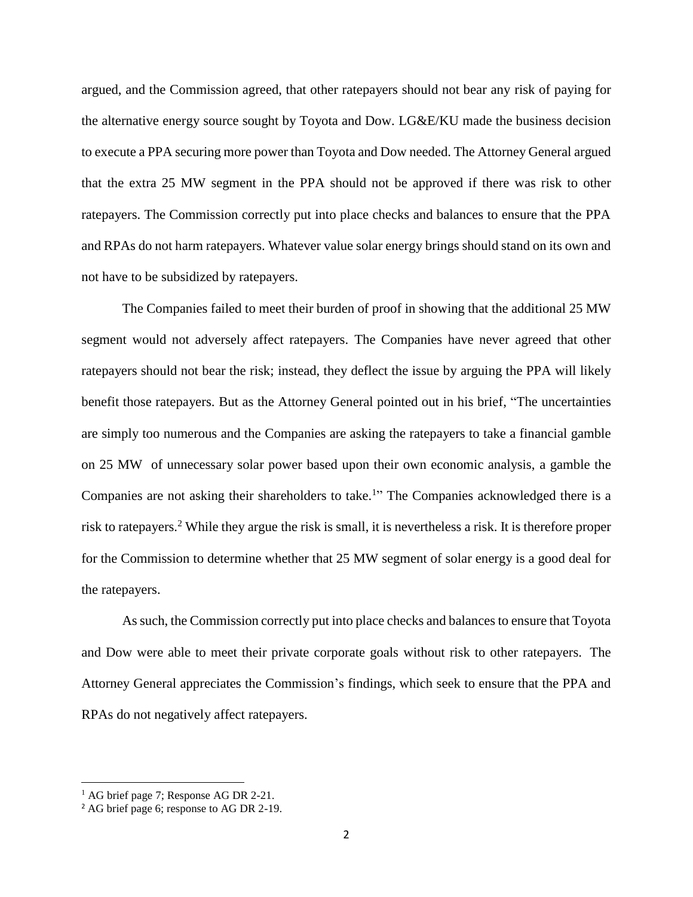argued, and the Commission agreed, that other ratepayers should not bear any risk of paying for the alternative energy source sought by Toyota and Dow. LG&E/KU made the business decision to execute a PPA securing more power than Toyota and Dow needed. The Attorney General argued that the extra 25 MW segment in the PPA should not be approved if there was risk to other ratepayers. The Commission correctly put into place checks and balances to ensure that the PPA and RPAs do not harm ratepayers. Whatever value solar energy brings should stand on its own and not have to be subsidized by ratepayers.

The Companies failed to meet their burden of proof in showing that the additional 25 MW segment would not adversely affect ratepayers. The Companies have never agreed that other ratepayers should not bear the risk; instead, they deflect the issue by arguing the PPA will likely benefit those ratepayers. But as the Attorney General pointed out in his brief, "The uncertainties are simply too numerous and the Companies are asking the ratepayers to take a financial gamble on 25 MW of unnecessary solar power based upon their own economic analysis, a gamble the Companies are not asking their shareholders to take.[1]" The Companies acknowledged there is a risk to ratepayers.[2] While they argue the risk is small, it is nevertheless a risk. It is therefore proper for the Commission to determine whether that 25 MW segment of solar energy is a good deal for the ratepayers.

As such, the Commission correctly put into place checks and balances to ensure that Toyota and Dow were able to meet their private corporate goals without risk to other ratepayers. The Attorney General appreciates the Commission's findings, which seek to ensure that the PPA and RPAs do not negatively affect ratepayers.

---

[1] AG brief page 7; Response AG DR 2-21.

[2] AG brief page 6; response to AG DR 2-19.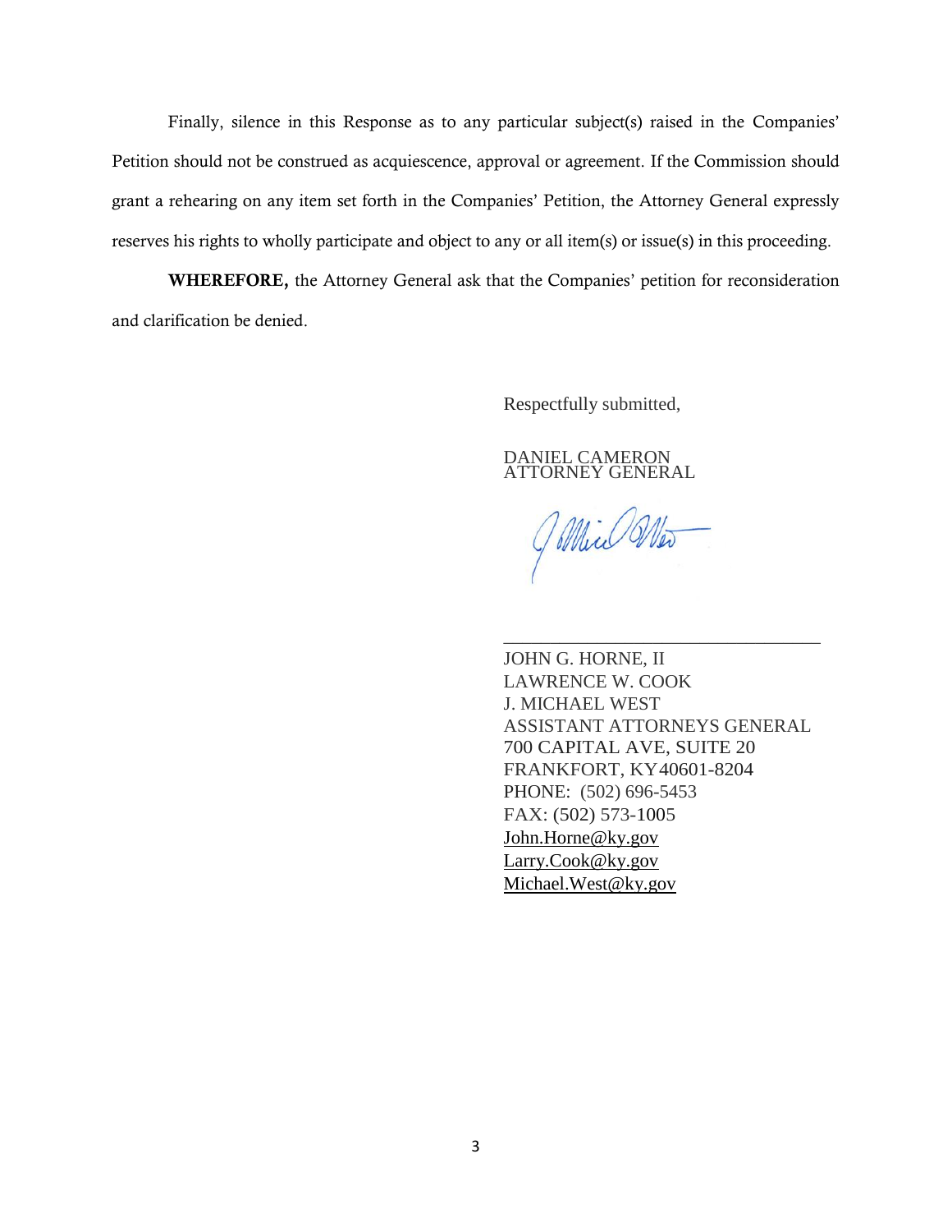Finally, silence in this Response as to any particular subject(s) raised in the Companies' Petition should not be construed as acquiescence, approval or agreement. If the Commission should grant a rehearing on any item set forth in the Companies' Petition, the Attorney General expressly reserves his rights to wholly participate and object to any or all item(s) or issue(s) in this proceeding.

**WHEREFORE,** the Attorney General ask that the Companies' petition for reconsideration and clarification be denied.

Respectfully submitted,

DANIEL CAMERON
ATTORNEY GENERAL

\_\_\_\_\_\_\_\_\_\_\_\_\_\_\_\_\_\_\_\_\_\_\_\_\_\_\_\_\_\_\_\_\_\_

JOHN G. HORNE, II
LAWRENCE W. COOK
J. MICHAEL WEST
ASSISTANT ATTORNEYS GENERAL
700 CAPITAL AVE, SUITE 20
FRANKFORT, KY 40601-8204
PHONE: (502) 696-5453
FAX: (502) 573-1005
John.Horne@ky.gov
Larry.Cook@ky.gov
Michael.West@ky.gov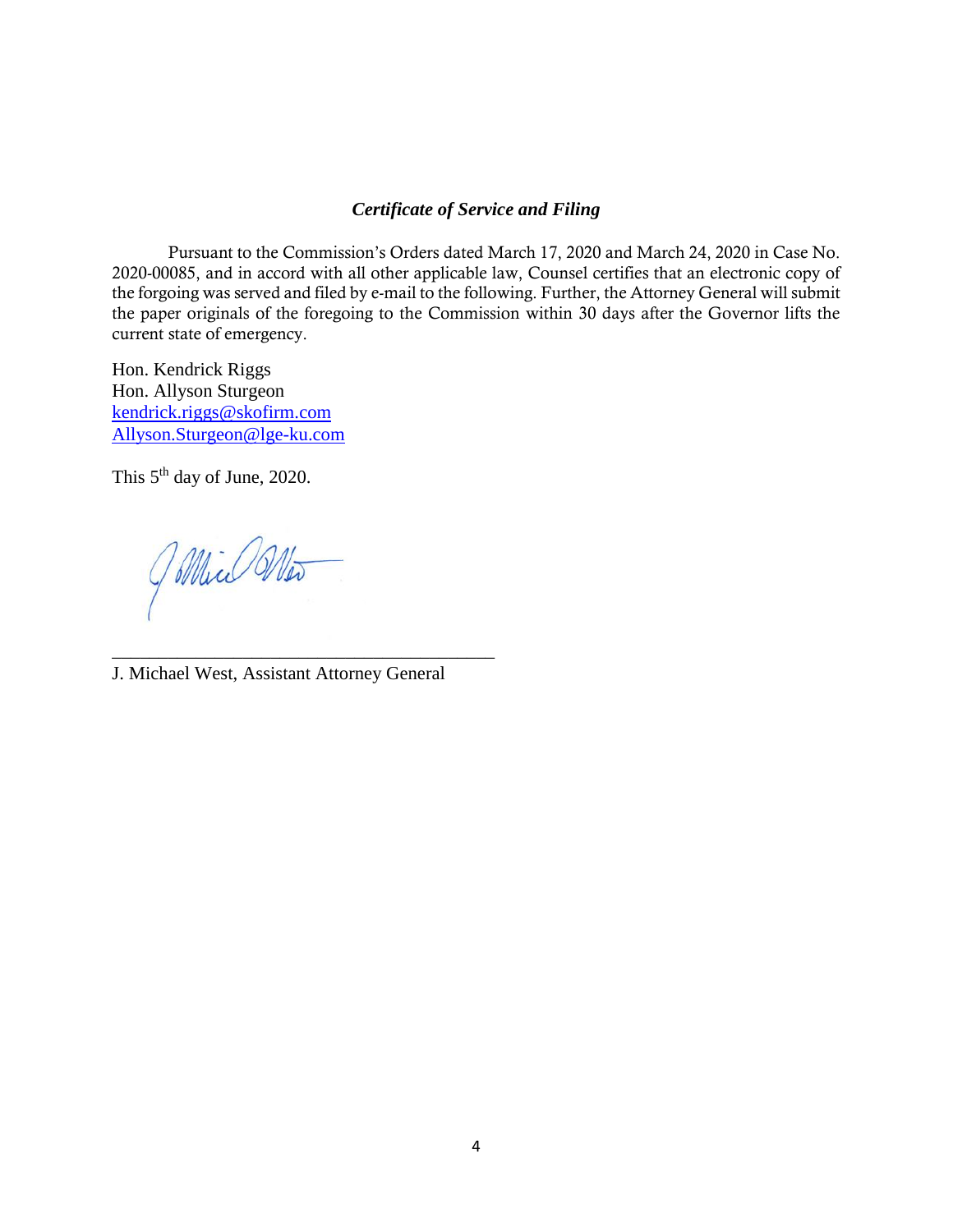### *Certificate of Service and Filing*

Pursuant to the Commission's Orders dated March 17, 2020 and March 24, 2020 in Case No. 2020-00085, and in accord with all other applicable law, Counsel certifies that an electronic copy of the forgoing was served and filed by e-mail to the following. Further, the Attorney General will submit the paper originals of the foregoing to the Commission within 30 days after the Governor lifts the current state of emergency.

Hon. Kendrick Riggs
Hon. Allyson Sturgeon
kendrick.riggs@skofirm.com
Allyson.Sturgeon@lge-ku.com

This 5th day of June, 2020.

\_\_\_\_\_\_\_\_\_\_\_\_\_\_\_\_\_\_\_\_\_\_\_\_\_\_\_\_\_\_\_\_\_\_\_\_\_\_\_\_\_\_

J. Michael West, Assistant Attorney General